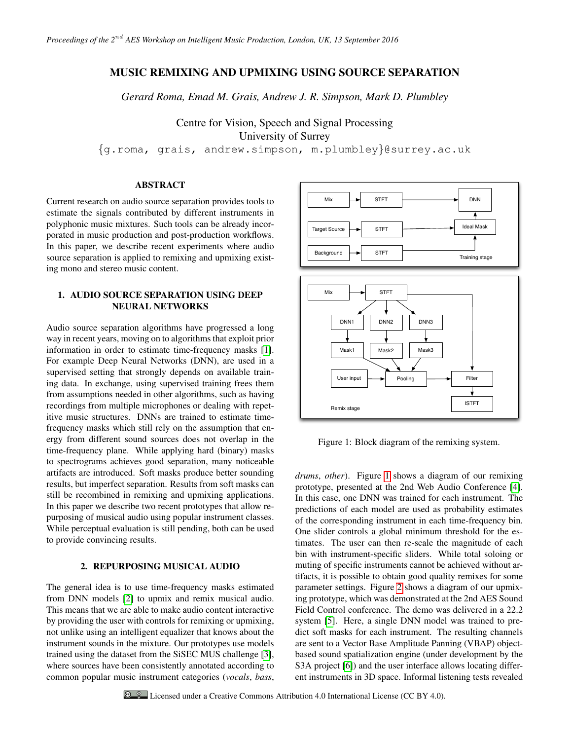# MUSIC REMIXING AND UPMIXING USING SOURCE SEPARATION

*Gerard Roma, Emad M. Grais, Andrew J. R. Simpson, Mark D. Plumbley*

Centre for Vision, Speech and Signal Processing
University of Surrey
{g.roma, grais, andrew.simpson, m.plumbley}@surrey.ac.uk

## ABSTRACT

Current research on audio source separation provides tools to estimate the signals contributed by different instruments in polyphonic music mixtures. Such tools can be already incorporated in music production and post-production workflows. In this paper, we describe recent experiments where audio source separation is applied to remixing and upmixing existing mono and stereo music content.

## 1. AUDIO SOURCE SEPARATION USING DEEP NEURAL NETWORKS

Audio source separation algorithms have progressed a long way in recent years, moving on to algorithms that exploit prior information in order to estimate time-frequency masks [1]. For example Deep Neural Networks (DNN), are used in a supervised setting that strongly depends on available training data. In exchange, using supervised training frees them from assumptions needed in other algorithms, such as having recordings from multiple microphones or dealing with repetitive music structures. DNNs are trained to estimate time-frequency masks which still rely on the assumption that energy from different sound sources does not overlap in the time-frequency plane. While applying hard (binary) masks to spectrograms achieves good separation, many noticeable artifacts are introduced. Soft masks produce better sounding results, but imperfect separation. Results from soft masks can still be recombined in remixing and upmixing applications. In this paper we describe two recent prototypes that allow repurposing of musical audio using popular instrument classes. While perceptual evaluation is still pending, both can be used to provide convincing results.

## 2. REPURPOSING MUSICAL AUDIO

The general idea is to use time-frequency masks estimated from DNN models [2] to upmix and remix musical audio. This means that we are able to make audio content interactive by providing the user with controls for remixing or upmixing, not unlike using an intelligent equalizer that knows about the instrument sounds in the mixture. Our prototypes use models trained using the dataset from the SiSEC MUS challenge [3], where sources have been consistently annotated according to common popular music instrument categories (*vocals*, *bass*, *drums*, *other*). Figure 1 shows a diagram of our remixing prototype, presented at the 2nd Web Audio Conference [4]. In this case, one DNN was trained for each instrument. The predictions of each model are used as probability estimates of the corresponding instrument in each time-frequency bin. One slider controls a global minimum threshold for the estimates. The user can then re-scale the magnitude of each bin with instrument-specific sliders. While total soloing or muting of specific instruments cannot be achieved without artifacts, it is possible to obtain good quality remixes for some parameter settings. Figure 2 shows a diagram of our upmixing prototype, which was demonstrated at the 2nd AES Sound Field Control conference. The demo was delivered in a 22.2 system [5]. Here, a single DNN model was trained to predict soft masks for each instrument. The resulting channels are sent to a Vector Base Amplitude Panning (VBAP) object-based sound spatialization engine (under development by the S3A project [6]) and the user interface allows locating different instruments in 3D space. Informal listening tests revealed

Figure 1: Block diagram of the remixing system.

Licensed under a Creative Commons Attribution 4.0 International License (CC BY 4.0).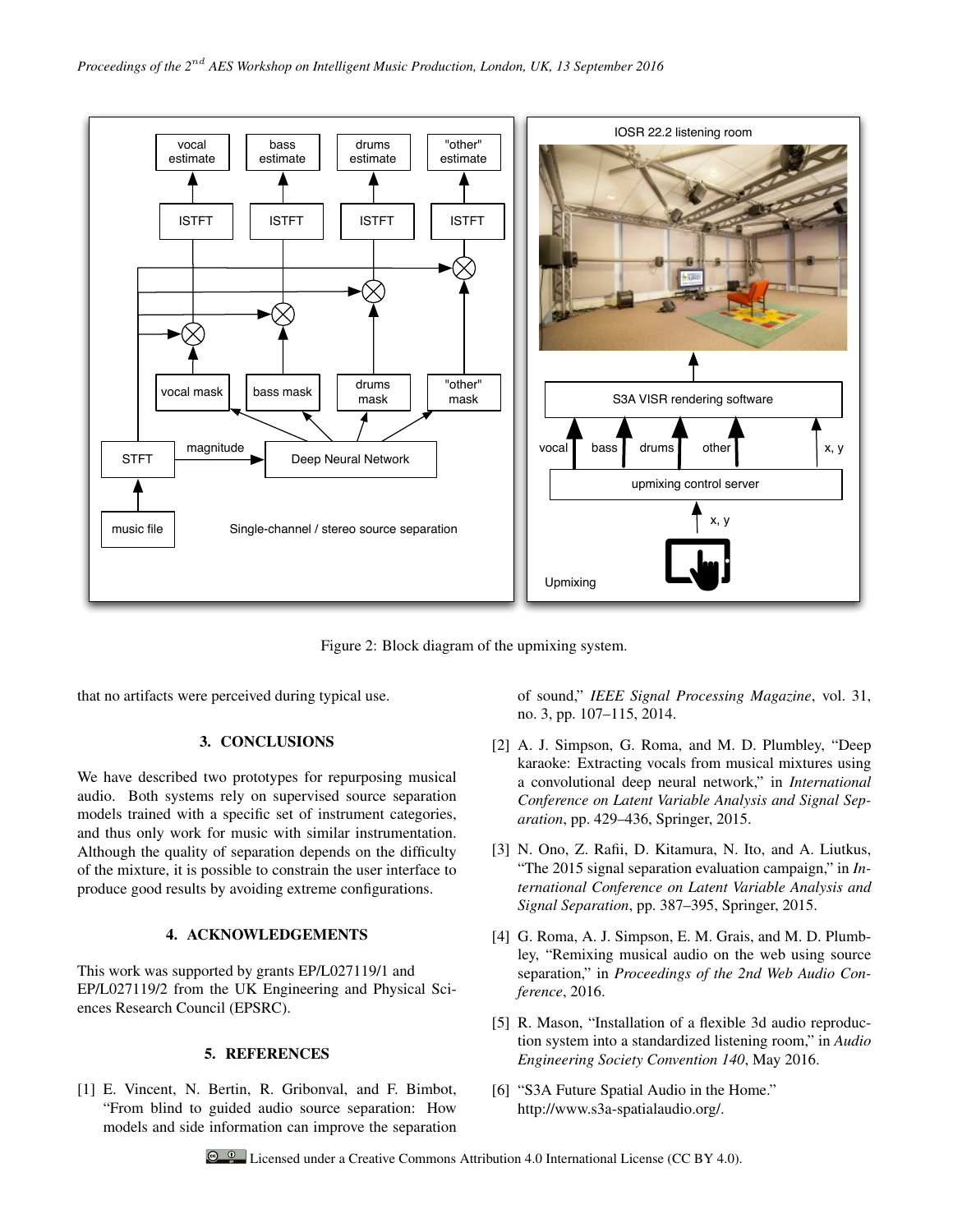vocal estimate
bass estimate
drums estimate
"other" estimate
ISTFT
ISTFT
ISTFT
ISTFT
vocal mask
bass mask
drums mask
"other" mask
STFT
magnitude
Deep Neural Network
music file
Single-channel / stereo source separation

IOSR 22.2 listening room
S3A VISR rendering software
vocal
bass
drums
other
x, y
upmixing control server
x, y
Upmixing

Figure 2: Block diagram of the upmixing system.

that no artifacts were perceived during typical use.

## 3. CONCLUSIONS

We have described two prototypes for repurposing musical audio. Both systems rely on supervised source separation models trained with a specific set of instrument categories, and thus only work for music with similar instrumentation. Although the quality of separation depends on the difficulty of the mixture, it is possible to constrain the user interface to produce good results by avoiding extreme configurations.

## 4. ACKNOWLEDGEMENTS

This work was supported by grants EP/L027119/1 and EP/L027119/2 from the UK Engineering and Physical Sciences Research Council (EPSRC).

## 5. REFERENCES

[1] E. Vincent, N. Bertin, R. Gribonval, and F. Bimbot, "From blind to guided audio source separation: How models and side information can improve the separation of sound," *IEEE Signal Processing Magazine*, vol. 31, no. 3, pp. 107–115, 2014.

[2] A. J. Simpson, G. Roma, and M. D. Plumbley, "Deep karaoke: Extracting vocals from musical mixtures using a convolutional deep neural network," in *International Conference on Latent Variable Analysis and Signal Separation*, pp. 429–436, Springer, 2015.

[3] N. Ono, Z. Rafii, D. Kitamura, N. Ito, and A. Liutkus, "The 2015 signal separation evaluation campaign," in *International Conference on Latent Variable Analysis and Signal Separation*, pp. 387–395, Springer, 2015.

[4] G. Roma, A. J. Simpson, E. M. Grais, and M. D. Plumbley, "Remixing musical audio on the web using source separation," in *Proceedings of the 2nd Web Audio Conference*, 2016.

[5] R. Mason, "Installation of a flexible 3d audio reproduction system into a standardized listening room," in *Audio Engineering Society Convention 140*, May 2016.

[6] "S3A Future Spatial Audio in the Home." http://www.s3a-spatialaudio.org/.

Licensed under a Creative Commons Attribution 4.0 International License (CC BY 4.0).